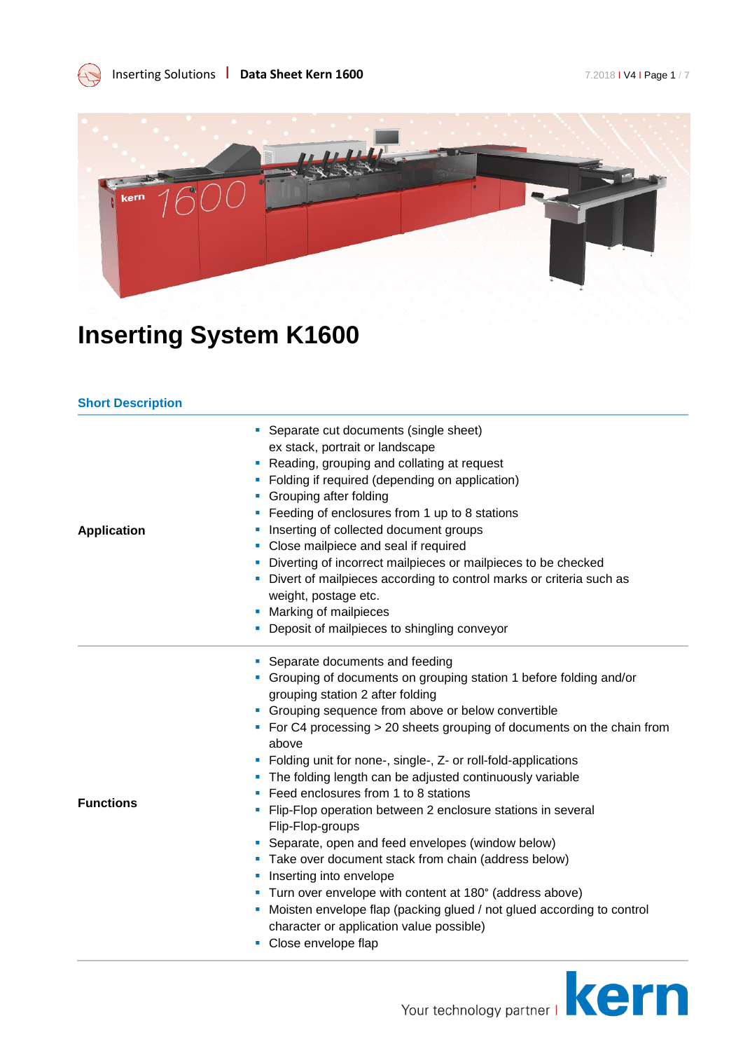# Inserting System K1600

## Short Description

| | |
|---|---|
| **Application** | ▪ Separate cut documents (single sheet) ex stack, portrait or landscape<br>▪ Reading, grouping and collating at request<br>▪ Folding if required (depending on application)<br>▪ Grouping after folding<br>▪ Feeding of enclosures from 1 up to 8 stations<br>▪ Inserting of collected document groups<br>▪ Close mailpiece and seal if required<br>▪ Diverting of incorrect mailpieces or mailpieces to be checked<br>▪ Divert of mailpieces according to control marks or criteria such as weight, postage etc.<br>▪ Marking of mailpieces<br>▪ Deposit of mailpieces to shingling conveyor |
| **Functions** | ▪ Separate documents and feeding<br>▪ Grouping of documents on grouping station 1 before folding and/or grouping station 2 after folding<br>▪ Grouping sequence from above or below convertible<br>▪ For C4 processing > 20 sheets grouping of documents on the chain from above<br>▪ Folding unit for none-, single-, Z- or roll-fold-applications<br>▪ The folding length can be adjusted continuously variable<br>▪ Feed enclosures from 1 to 8 stations<br>▪ Flip-Flop operation between 2 enclosure stations in several Flip-Flop-groups<br>▪ Separate, open and feed envelopes (window below)<br>▪ Take over document stack from chain (address below)<br>▪ Inserting into envelope<br>▪ Turn over envelope with content at 180° (address above)<br>▪ Moisten envelope flap (packing glued / not glued according to control character or application value possible)<br>▪ Close envelope flap |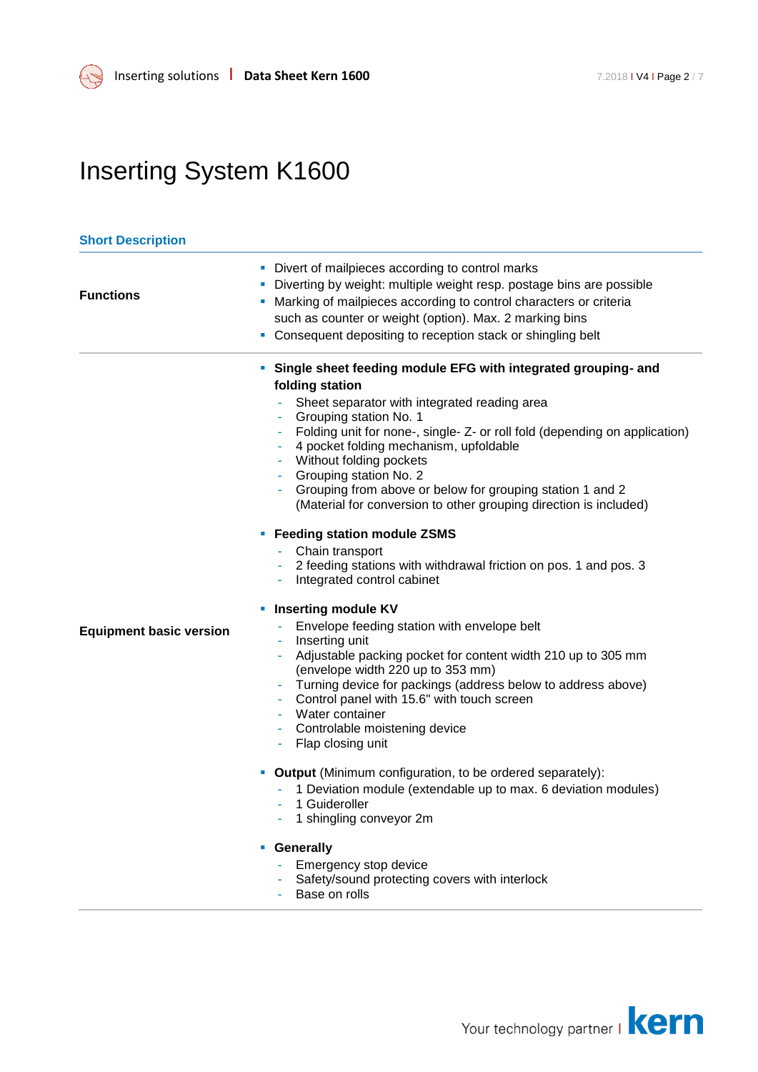# Inserting System K1600

## Short Description

| | |
|---|---|
| **Functions** | ▪ Divert of mailpieces according to control marks<br>▪ Diverting by weight: multiple weight resp. postage bins are possible<br>▪ Marking of mailpieces according to control characters or criteria such as counter or weight (option). Max. 2 marking bins<br>▪ Consequent depositing to reception stack or shingling belt |
| **Equipment basic version** | ▪ **Single sheet feeding module EFG with integrated grouping- and folding station**<br>- Sheet separator with integrated reading area<br>- Grouping station No. 1<br>- Folding unit for none-, single- Z- or roll fold (depending on application)<br>- 4 pocket folding mechanism, upfoldable<br>- Without folding pockets<br>- Grouping station No. 2<br>- Grouping from above or below for grouping station 1 and 2 (Material for conversion to other grouping direction is included)<br><br>▪ **Feeding station module ZSMS**<br>- Chain transport<br>- 2 feeding stations with withdrawal friction on pos. 1 and pos. 3<br>- Integrated control cabinet<br><br>▪ **Inserting module KV**<br>- Envelope feeding station with envelope belt<br>- Inserting unit<br>- Adjustable packing pocket for content width 210 up to 305 mm (envelope width 220 up to 353 mm)<br>- Turning device for packings (address below to address above)<br>- Control panel with 15.6" with touch screen<br>- Water container<br>- Controlable moistening device<br>- Flap closing unit<br><br>▪ **Output** (Minimum configuration, to be ordered separately):<br>- 1 Deviation module (extendable up to max. 6 deviation modules)<br>- 1 Guideroller<br>- 1 shingling conveyor 2m<br><br>▪ **Generally**<br>- Emergency stop device<br>- Safety/sound protecting covers with interlock<br>- Base on rolls |

Your technology partner I kern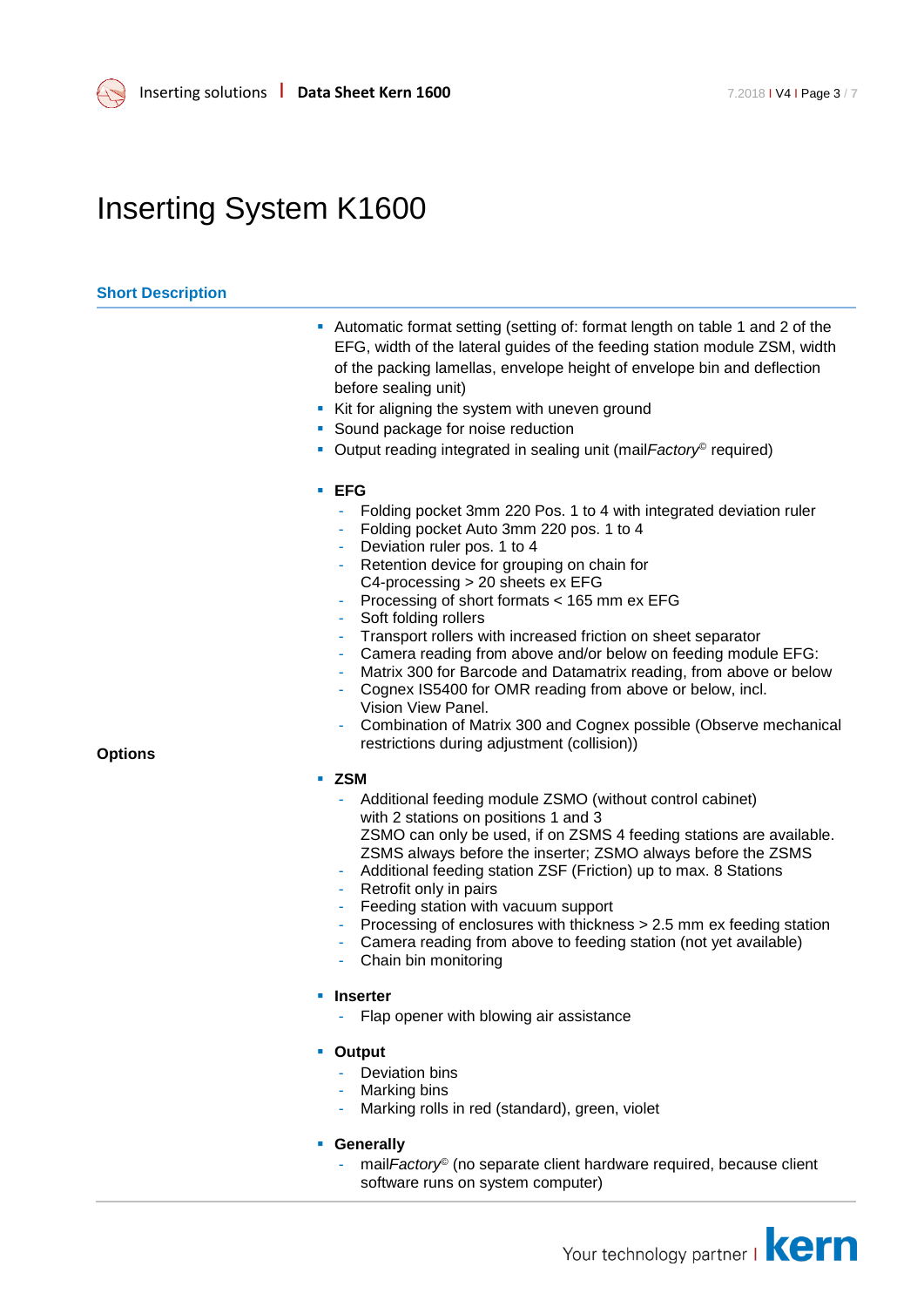# Inserting System K1600

## Short Description

**Options**

- Automatic format setting (setting of: format length on table 1 and 2 of the EFG, width of the lateral guides of the feeding station module ZSM, width of the packing lamellas, envelope height of envelope bin and deflection before sealing unit)
- Kit for aligning the system with uneven ground
- Sound package for noise reduction
- Output reading integrated in sealing unit (mail*Factory*© required)

- **EFG**
  - Folding pocket 3mm 220 Pos. 1 to 4 with integrated deviation ruler
  - Folding pocket Auto 3mm 220 pos. 1 to 4
  - Deviation ruler pos. 1 to 4
  - Retention device for grouping on chain for C4-processing > 20 sheets ex EFG
  - Processing of short formats < 165 mm ex EFG
  - Soft folding rollers
  - Transport rollers with increased friction on sheet separator
  - Camera reading from above and/or below on feeding module EFG:
  - Matrix 300 for Barcode and Datamatrix reading, from above or below
  - Cognex IS5400 for OMR reading from above or below, incl. Vision View Panel.
  - Combination of Matrix 300 and Cognex possible (Observe mechanical restrictions during adjustment (collision))

- **ZSM**
  - Additional feeding module ZSMO (without control cabinet) with 2 stations on positions 1 and 3  
    ZSMO can only be used, if on ZSMS 4 feeding stations are available.  
    ZSMS always before the inserter; ZSMO always before the ZSMS
  - Additional feeding station ZSF (Friction) up to max. 8 Stations
  - Retrofit only in pairs
  - Feeding station with vacuum support
  - Processing of enclosures with thickness > 2.5 mm ex feeding station
  - Camera reading from above to feeding station (not yet available)
  - Chain bin monitoring

- **Inserter**
  - Flap opener with blowing air assistance

- **Output**
  - Deviation bins
  - Marking bins
  - Marking rolls in red (standard), green, violet

- **Generally**
  - mail*Factory*© (no separate client hardware required, because client software runs on system computer)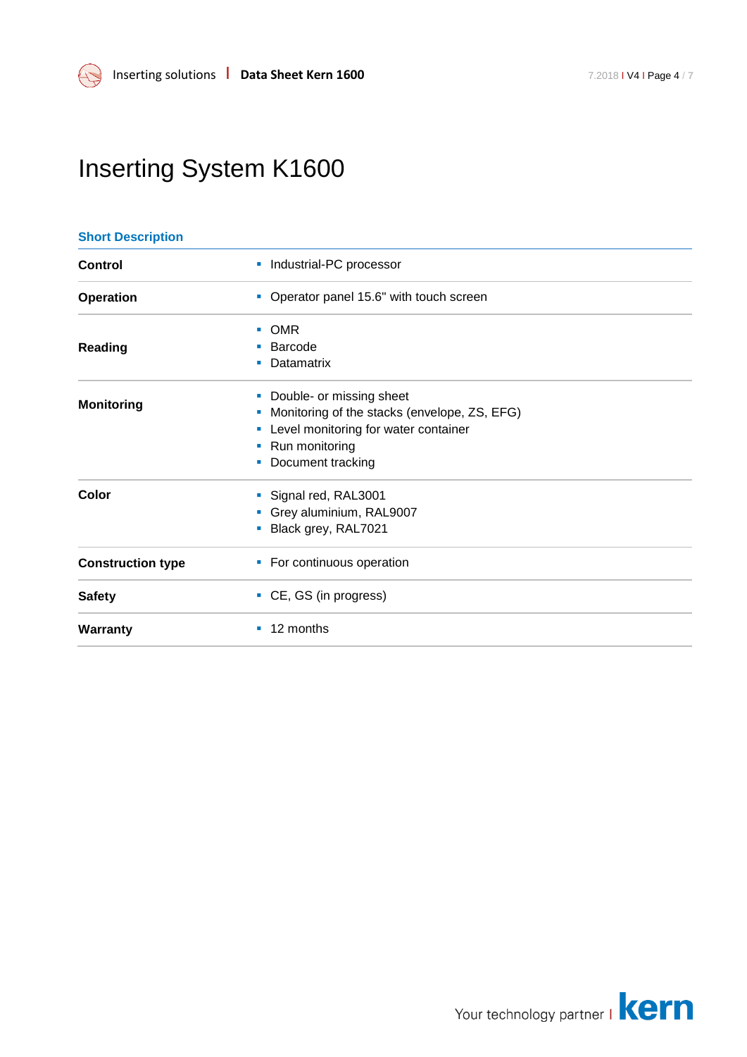# Inserting System K1600

## Short Description

| | |
|---|---|
| **Control** | ▪ Industrial-PC processor |
| **Operation** | ▪ Operator panel 15.6" with touch screen |
| **Reading** | ▪ OMR<br>▪ Barcode<br>▪ Datamatrix |
| **Monitoring** | ▪ Double- or missing sheet<br>▪ Monitoring of the stacks (envelope, ZS, EFG)<br>▪ Level monitoring for water container<br>▪ Run monitoring<br>▪ Document tracking |
| **Color** | ▪ Signal red, RAL3001<br>▪ Grey aluminium, RAL9007<br>▪ Black grey, RAL7021 |
| **Construction type** | ▪ For continuous operation |
| **Safety** | ▪ CE, GS (in progress) |
| **Warranty** | ▪ 12 months |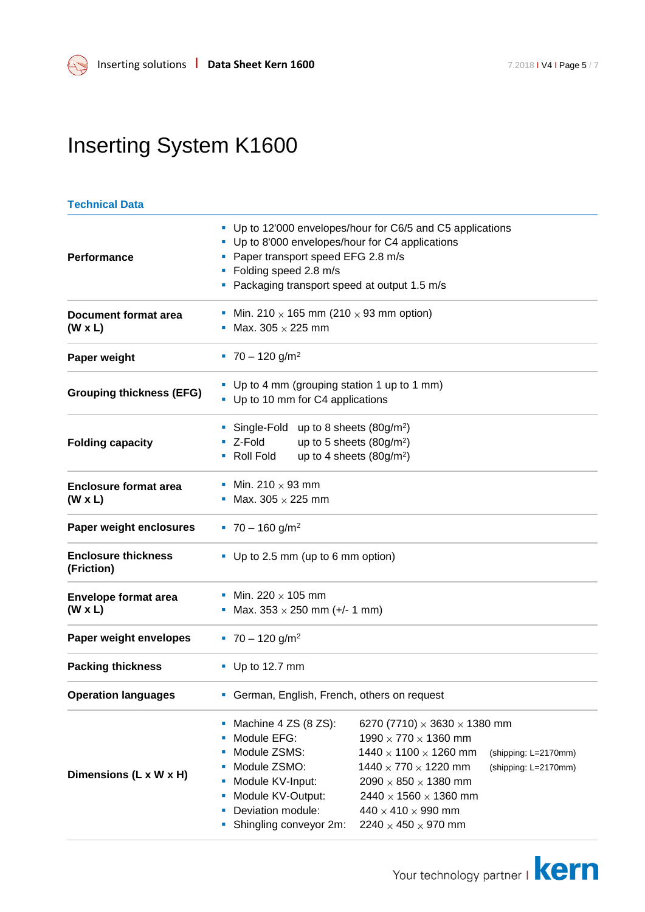# Inserting System K1600

## Technical Data

| | |
|---|---|
| **Performance** | ▪ Up to 12'000 envelopes/hour for C6/5 and C5 applications<br>▪ Up to 8'000 envelopes/hour for C4 applications<br>▪ Paper transport speed EFG 2.8 m/s<br>▪ Folding speed 2.8 m/s<br>▪ Packaging transport speed at output 1.5 m/s |
| **Document format area (W x L)** | ▪ Min. 210 × 165 mm (210 × 93 mm option)<br>▪ Max. 305 × 225 mm |
| **Paper weight** | ▪ 70 – 120 g/m² |
| **Grouping thickness (EFG)** | ▪ Up to 4 mm (grouping station 1 up to 1 mm)<br>▪ Up to 10 mm for C4 applications |
| **Folding capacity** | ▪ Single-Fold up to 8 sheets (80g/m²)<br>▪ Z-Fold up to 5 sheets (80g/m²)<br>▪ Roll Fold up to 4 sheets (80g/m²) |
| **Enclosure format area (W x L)** | ▪ Min. 210 × 93 mm<br>▪ Max. 305 × 225 mm |
| **Paper weight enclosures** | ▪ 70 – 160 g/m² |
| **Enclosure thickness (Friction)** | ▪ Up to 2.5 mm (up to 6 mm option) |
| **Envelope format area (W x L)** | ▪ Min. 220 × 105 mm<br>▪ Max. 353 × 250 mm (+/- 1 mm) |
| **Paper weight envelopes** | ▪ 70 – 120 g/m² |
| **Packing thickness** | ▪ Up to 12.7 mm |
| **Operation languages** | ▪ German, English, French, others on request |
| **Dimensions (L x W x H)** | ▪ Machine 4 ZS (8 ZS): 6270 (7710) × 3630 × 1380 mm<br>▪ Module EFG: 1990 × 770 × 1360 mm<br>▪ Module ZSMS: 1440 × 1100 × 1260 mm (shipping: L=2170mm)<br>▪ Module ZSMO: 1440 × 770 × 1220 mm (shipping: L=2170mm)<br>▪ Module KV-Input: 2090 × 850 × 1380 mm<br>▪ Module KV-Output: 2440 × 1560 × 1360 mm<br>▪ Deviation module: 440 × 410 × 990 mm<br>▪ Shingling conveyor 2m: 2240 × 450 × 970 mm |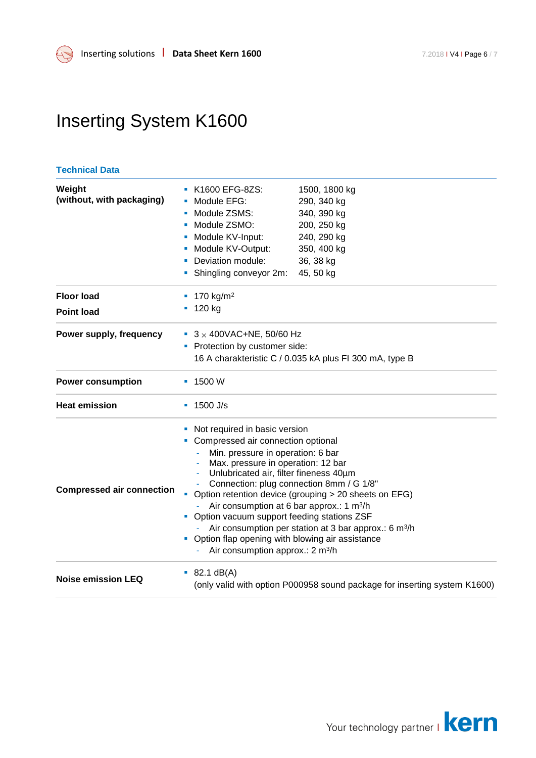# Inserting System K1600

## Technical Data

| | |
|---|---|
| **Weight (without, with packaging)** | ▪ K1600 EFG-8ZS: 1500, 1800 kg<br>▪ Module EFG: 290, 340 kg<br>▪ Module ZSMS: 340, 390 kg<br>▪ Module ZSMO: 200, 250 kg<br>▪ Module KV-Input: 240, 290 kg<br>▪ Module KV-Output: 350, 400 kg<br>▪ Deviation module: 36, 38 kg<br>▪ Shingling conveyor 2m: 45, 50 kg |
| **Floor load**<br>**Point load** | ▪ 170 kg/m²<br>▪ 120 kg |
| **Power supply, frequency** | ▪ 3 × 400VAC+NE, 50/60 Hz<br>▪ Protection by customer side:<br>16 A charakteristic C / 0.035 kA plus FI 300 mA, type B |
| **Power consumption** | ▪ 1500 W |
| **Heat emission** | ▪ 1500 J/s |
| **Compressed air connection** | ▪ Not required in basic version<br>▪ Compressed air connection optional<br>- Min. pressure in operation: 6 bar<br>- Max. pressure in operation: 12 bar<br>- Unlubricated air, filter fineness 40µm<br>- Connection: plug connection 8mm / G 1/8"<br>▪ Option retention device (grouping > 20 sheets on EFG)<br>- Air consumption at 6 bar approx.: 1 m³/h<br>▪ Option vacuum support feeding stations ZSF<br>- Air consumption per station at 3 bar approx.: 6 m³/h<br>▪ Option flap opening with blowing air assistance<br>- Air consumption approx.: 2 m³/h |
| **Noise emission LEQ** | ▪ 82.1 dB(A)<br>(only valid with option P000958 sound package for inserting system K1600) |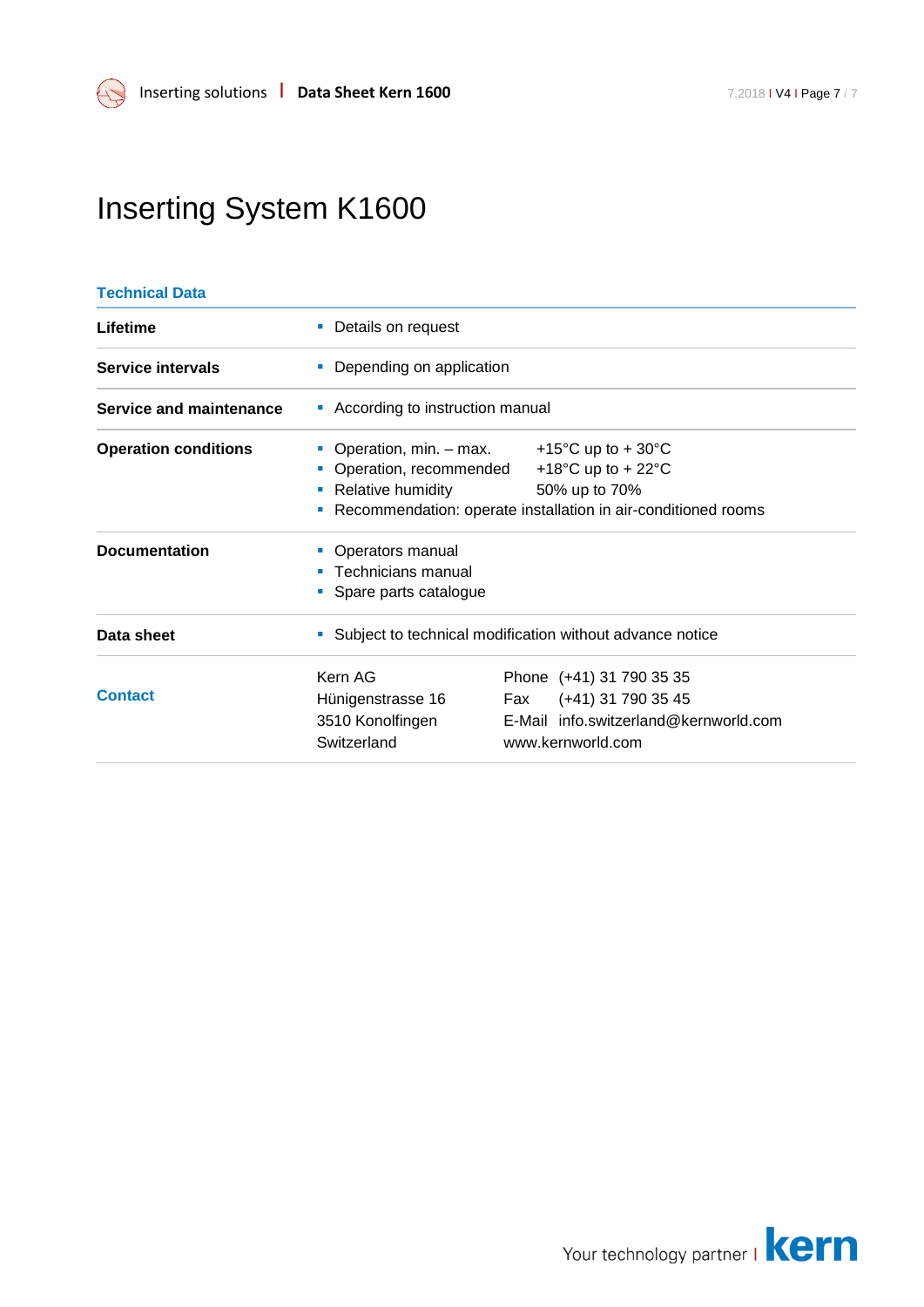# Inserting System K1600

## Technical Data

| | |
|---|---|
| **Lifetime** | ▪ Details on request |
| **Service intervals** | ▪ Depending on application |
| **Service and maintenance** | ▪ According to instruction manual |
| **Operation conditions** | ▪ Operation, min. – max. +15°C up to + 30°C<br>▪ Operation, recommended +18°C up to + 22°C<br>▪ Relative humidity 50% up to 70%<br>▪ Recommendation: operate installation in air-conditioned rooms |
| **Documentation** | ▪ Operators manual<br>▪ Technicians manual<br>▪ Spare parts catalogue |
| **Data sheet** | ▪ Subject to technical modification without advance notice |

| | | |
|---|---|---|
| **Contact** | Kern AG<br>Hünigenstrasse 16<br>3510 Konolfingen<br>Switzerland | Phone (+41) 31 790 35 35<br>Fax (+41) 31 790 35 45<br>E-Mail info.switzerland@kernworld.com<br>www.kernworld.com |

Your technology partner I kern